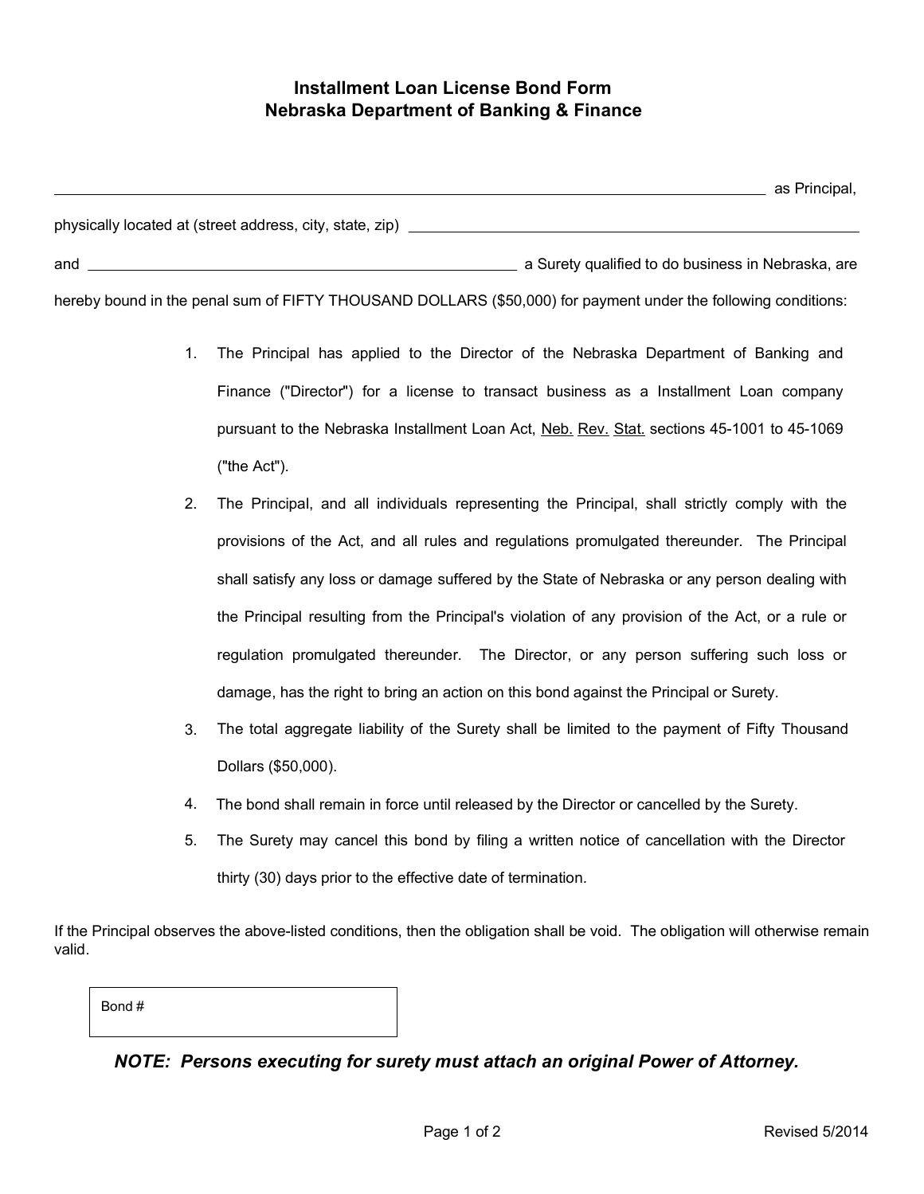# Installment Loan License Bond Form
## Nebraska Department of Banking & Finance

______________________________________________________________________________ as Principal,

physically located at (street address, city, state, zip) ______________________________________________

and ____________________________________________ a Surety qualified to do business in Nebraska, are

hereby bound in the penal sum of FIFTY THOUSAND DOLLARS ($50,000) for payment under the following conditions:

1. The Principal has applied to the Director of the Nebraska Department of Banking and Finance ("Director") for a license to transact business as a Installment Loan company pursuant to the Nebraska Installment Loan Act, <u>Neb.</u> <u>Rev.</u> <u>Stat.</u> sections 45-1001 to 45-1069 ("the Act").
2. The Principal, and all individuals representing the Principal, shall strictly comply with the provisions of the Act, and all rules and regulations promulgated thereunder. The Principal shall satisfy any loss or damage suffered by the State of Nebraska or any person dealing with the Principal resulting from the Principal's violation of any provision of the Act, or a rule or regulation promulgated thereunder. The Director, or any person suffering such loss or damage, has the right to bring an action on this bond against the Principal or Surety.
3. The total aggregate liability of the Surety shall be limited to the payment of Fifty Thousand Dollars ($50,000).
4. The bond shall remain in force until released by the Director or cancelled by the Surety.
5. The Surety may cancel this bond by filing a written notice of cancellation with the Director thirty (30) days prior to the effective date of termination.

If the Principal observes the above-listed conditions, then the obligation shall be void. The obligation will otherwise remain valid.

| Bond # |
|---|
| |

***NOTE: Persons executing for surety must attach an original Power of Attorney.***

Revised 5/2014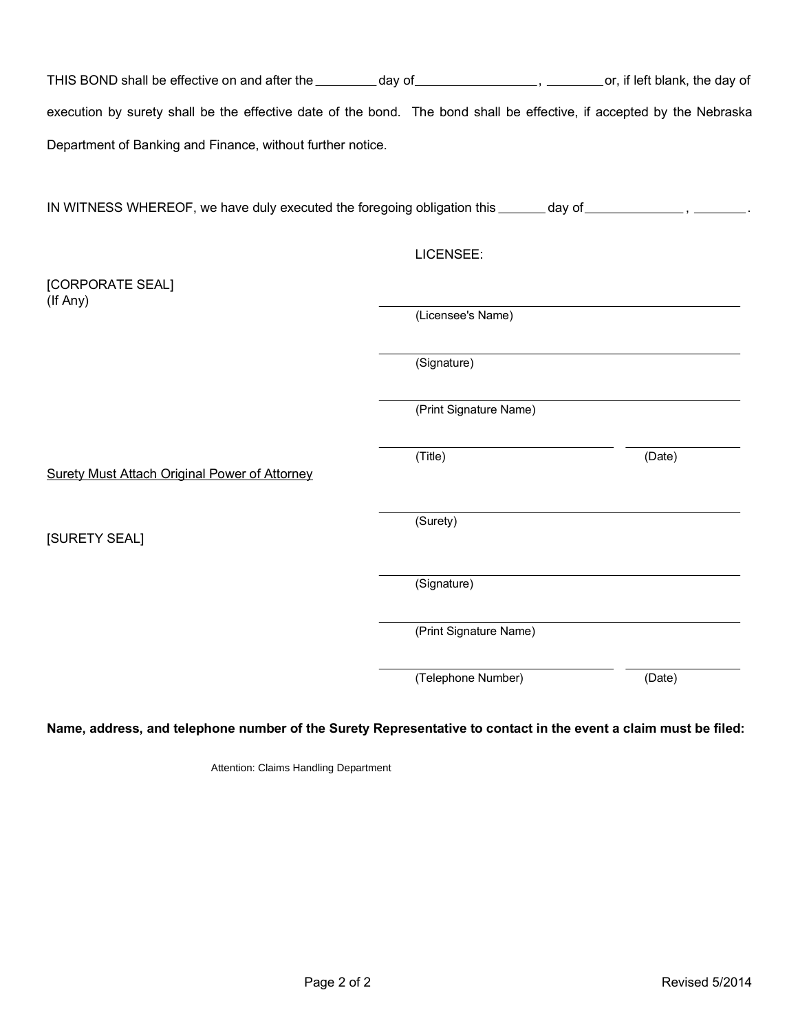THIS BOND shall be effective on and after the ________ day of ________________, ________ or, if left blank, the day of execution by surety shall be the effective date of the bond. The bond shall be effective, if accepted by the Nebraska Department of Banking and Finance, without further notice.

IN WITNESS WHEREOF, we have duly executed the foregoing obligation this ______ day of _____________, _______.

LICENSEE:

[CORPORATE SEAL]
(If Any)

______________________________________________
(Licensee's Name)

______________________________________________
(Signature)

______________________________________________
(Print Signature Name)

______________________________ ______________
(Title) (Date)

Surety Must Attach Original Power of Attorney

______________________________________________
(Surety)

[SURETY SEAL]

______________________________________________
(Signature)

______________________________________________
(Print Signature Name)

______________________________ ______________
(Telephone Number) (Date)

**Name, address, and telephone number of the Surety Representative to contact in the event a claim must be filed:**

Attention: Claims Handling Department

Revised 5/2014